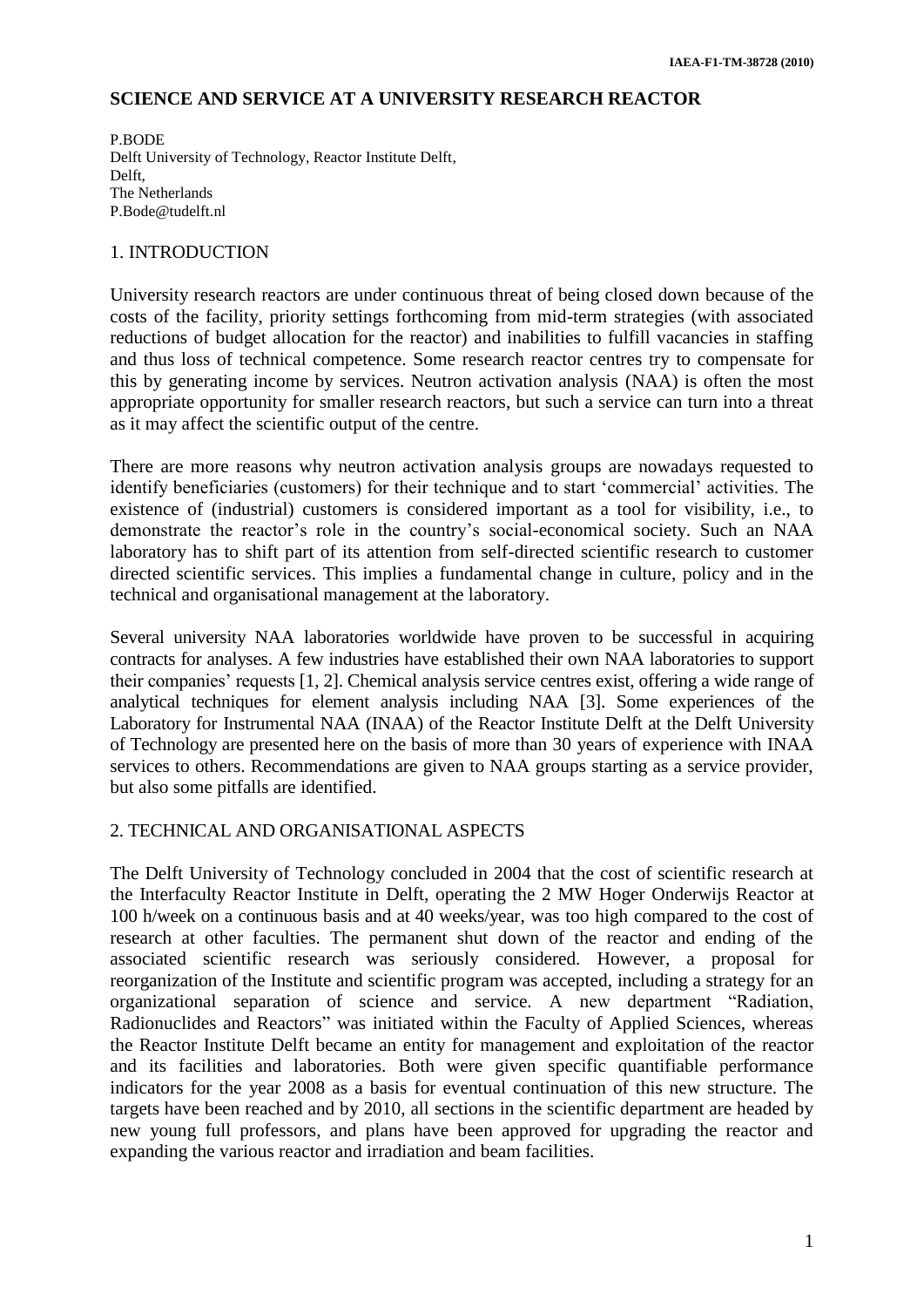# SCIENCE AND SERVICE AT A UNIVERSITY RESEARCH REACTOR

P.BODE
Delft University of Technology, Reactor Institute Delft,
Delft,
The Netherlands
P.Bode@tudelft.nl

## 1. INTRODUCTION

University research reactors are under continuous threat of being closed down because of the costs of the facility, priority settings forthcoming from mid-term strategies (with associated reductions of budget allocation for the reactor) and inabilities to fulfill vacancies in staffing and thus loss of technical competence. Some research reactor centres try to compensate for this by generating income by services. Neutron activation analysis (NAA) is often the most appropriate opportunity for smaller research reactors, but such a service can turn into a threat as it may affect the scientific output of the centre.

There are more reasons why neutron activation analysis groups are nowadays requested to identify beneficiaries (customers) for their technique and to start 'commercial' activities. The existence of (industrial) customers is considered important as a tool for visibility, i.e., to demonstrate the reactor's role in the country's social-economical society. Such an NAA laboratory has to shift part of its attention from self-directed scientific research to customer directed scientific services. This implies a fundamental change in culture, policy and in the technical and organisational management at the laboratory.

Several university NAA laboratories worldwide have proven to be successful in acquiring contracts for analyses. A few industries have established their own NAA laboratories to support their companies' requests [1, 2]. Chemical analysis service centres exist, offering a wide range of analytical techniques for element analysis including NAA [3]. Some experiences of the Laboratory for Instrumental NAA (INAA) of the Reactor Institute Delft at the Delft University of Technology are presented here on the basis of more than 30 years of experience with INAA services to others. Recommendations are given to NAA groups starting as a service provider, but also some pitfalls are identified.

## 2. TECHNICAL AND ORGANISATIONAL ASPECTS

The Delft University of Technology concluded in 2004 that the cost of scientific research at the Interfaculty Reactor Institute in Delft, operating the 2 MW Hoger Onderwijs Reactor at 100 h/week on a continuous basis and at 40 weeks/year, was too high compared to the cost of research at other faculties. The permanent shut down of the reactor and ending of the associated scientific research was seriously considered. However, a proposal for reorganization of the Institute and scientific program was accepted, including a strategy for an organizational separation of science and service. A new department "Radiation, Radionuclides and Reactors" was initiated within the Faculty of Applied Sciences, whereas the Reactor Institute Delft became an entity for management and exploitation of the reactor and its facilities and laboratories. Both were given specific quantifiable performance indicators for the year 2008 as a basis for eventual continuation of this new structure. The targets have been reached and by 2010, all sections in the scientific department are headed by new young full professors, and plans have been approved for upgrading the reactor and expanding the various reactor and irradiation and beam facilities.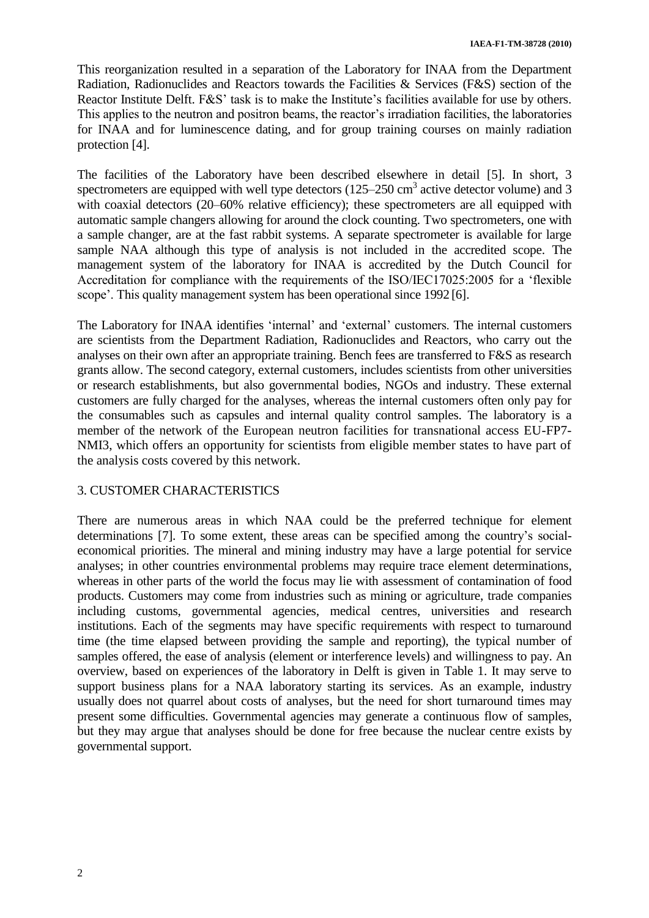This reorganization resulted in a separation of the Laboratory for INAA from the Department Radiation, Radionuclides and Reactors towards the Facilities & Services (F&S) section of the Reactor Institute Delft. F&S' task is to make the Institute's facilities available for use by others. This applies to the neutron and positron beams, the reactor's irradiation facilities, the laboratories for INAA and for luminescence dating, and for group training courses on mainly radiation protection [4].

The facilities of the Laboratory have been described elsewhere in detail [5]. In short, 3 spectrometers are equipped with well type detectors (125–250 $cm^3$ active detector volume) and 3 with coaxial detectors (20–60% relative efficiency); these spectrometers are all equipped with automatic sample changers allowing for around the clock counting. Two spectrometers, one with a sample changer, are at the fast rabbit systems. A separate spectrometer is available for large sample NAA although this type of analysis is not included in the accredited scope. The management system of the laboratory for INAA is accredited by the Dutch Council for Accreditation for compliance with the requirements of the ISO/IEC17025:2005 for a 'flexible scope'. This quality management system has been operational since 1992 [6].

The Laboratory for INAA identifies 'internal' and 'external' customers. The internal customers are scientists from the Department Radiation, Radionuclides and Reactors, who carry out the analyses on their own after an appropriate training. Bench fees are transferred to F&S as research grants allow. The second category, external customers, includes scientists from other universities or research establishments, but also governmental bodies, NGOs and industry. These external customers are fully charged for the analyses, whereas the internal customers often only pay for the consumables such as capsules and internal quality control samples. The laboratory is a member of the network of the European neutron facilities for transnational access EU-FP7-NMI3, which offers an opportunity for scientists from eligible member states to have part of the analysis costs covered by this network.

## 3. CUSTOMER CHARACTERISTICS

There are numerous areas in which NAA could be the preferred technique for element determinations [7]. To some extent, these areas can be specified among the country's social-economical priorities. The mineral and mining industry may have a large potential for service analyses; in other countries environmental problems may require trace element determinations, whereas in other parts of the world the focus may lie with assessment of contamination of food products. Customers may come from industries such as mining or agriculture, trade companies including customs, governmental agencies, medical centres, universities and research institutions. Each of the segments may have specific requirements with respect to turnaround time (the time elapsed between providing the sample and reporting), the typical number of samples offered, the ease of analysis (element or interference levels) and willingness to pay. An overview, based on experiences of the laboratory in Delft is given in Table 1. It may serve to support business plans for a NAA laboratory starting its services. As an example, industry usually does not quarrel about costs of analyses, but the need for short turnaround times may present some difficulties. Governmental agencies may generate a continuous flow of samples, but they may argue that analyses should be done for free because the nuclear centre exists by governmental support.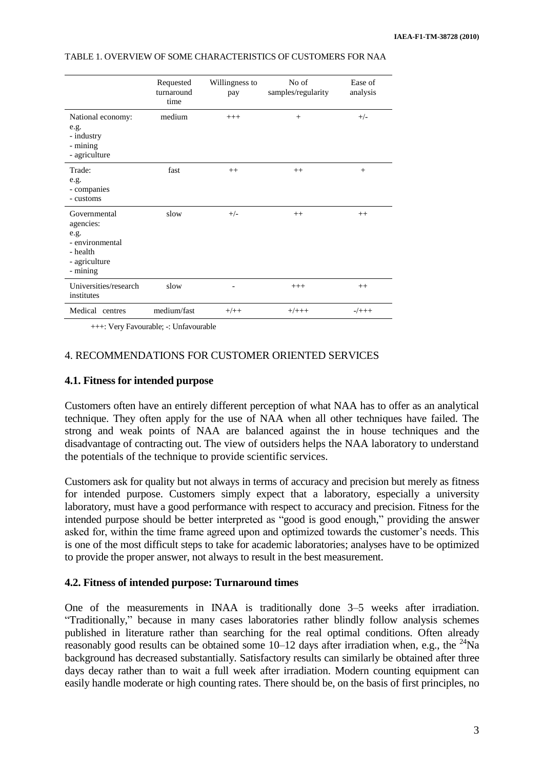TABLE 1. OVERVIEW OF SOME CHARACTERISTICS OF CUSTOMERS FOR NAA

| | Requested turnaround time | Willingness to pay | No of samples/regularity | Ease of analysis |
|---|---|---|---|---|
| National economy: e.g. - industry - mining - agriculture | medium | +++ | + | +/- |
| Trade: e.g. - companies - customs | fast | ++ | ++ | + |
| Governmental agencies: e.g. - environmental - health - agriculture - mining | slow | +/- | ++ | ++ |
| Universities/research institutes | slow | - | +++ | ++ |
| Medical centres | medium/fast | +/++ | +/+++ | -/+++ |

+++: Very Favourable; -: Unfavourable

## 4. RECOMMENDATIONS FOR CUSTOMER ORIENTED SERVICES

### 4.1. Fitness for intended purpose

Customers often have an entirely different perception of what NAA has to offer as an analytical technique. They often apply for the use of NAA when all other techniques have failed. The strong and weak points of NAA are balanced against the in house techniques and the disadvantage of contracting out. The view of outsiders helps the NAA laboratory to understand the potentials of the technique to provide scientific services.

Customers ask for quality but not always in terms of accuracy and precision but merely as fitness for intended purpose. Customers simply expect that a laboratory, especially a university laboratory, must have a good performance with respect to accuracy and precision. Fitness for the intended purpose should be better interpreted as "good is good enough," providing the answer asked for, within the time frame agreed upon and optimized towards the customer's needs. This is one of the most difficult steps to take for academic laboratories; analyses have to be optimized to provide the proper answer, not always to result in the best measurement.

### 4.2. Fitness of intended purpose: Turnaround times

One of the measurements in INAA is traditionally done 3–5 weeks after irradiation. "Traditionally," because in many cases laboratories rather blindly follow analysis schemes published in literature rather than searching for the real optimal conditions. Often already reasonably good results can be obtained some 10–12 days after irradiation when, e.g., the $^{24}Na$ background has decreased substantially. Satisfactory results can similarly be obtained after three days decay rather than to wait a full week after irradiation. Modern counting equipment can easily handle moderate or high counting rates. There should be, on the basis of first principles, no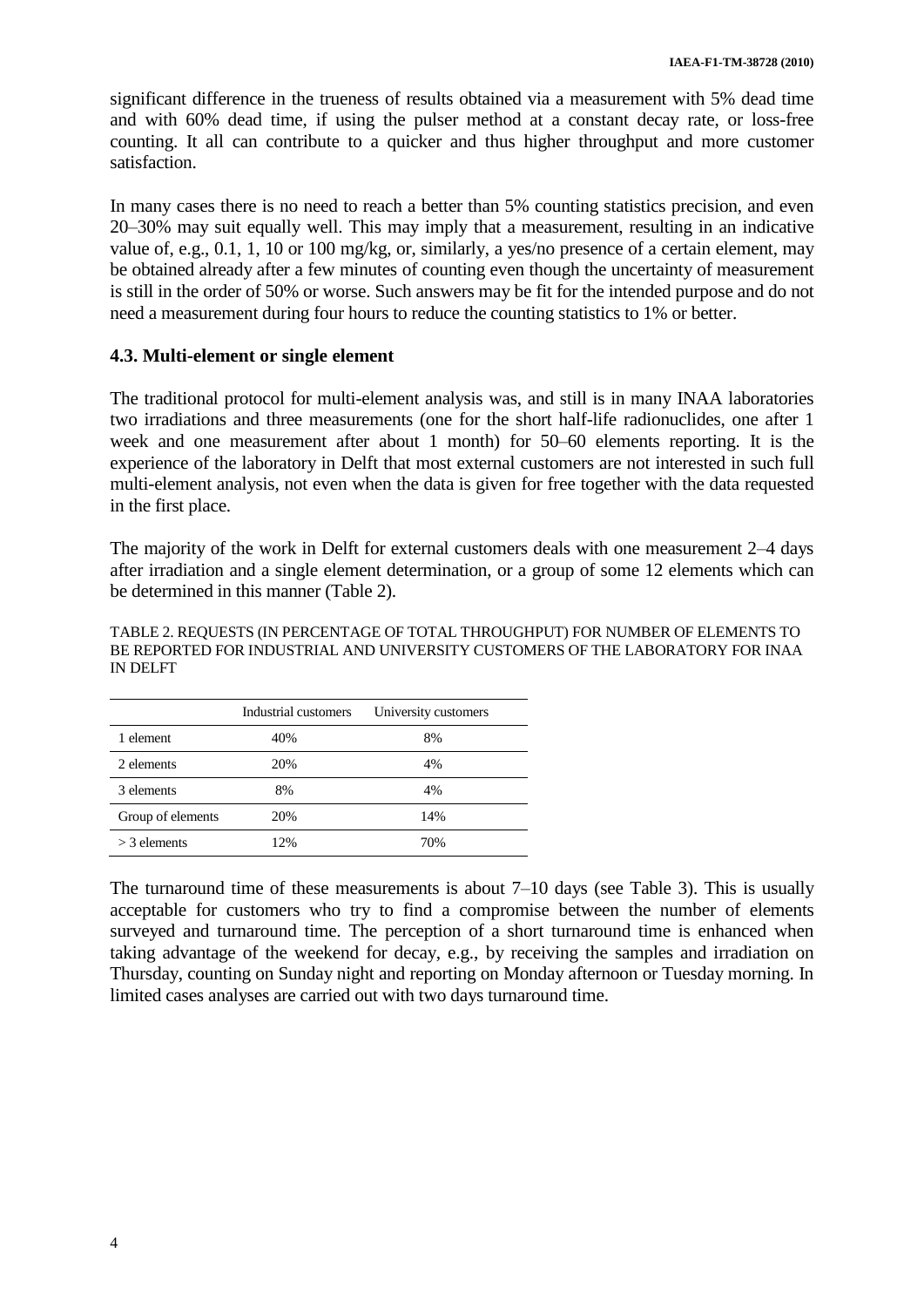significant difference in the trueness of results obtained via a measurement with 5% dead time and with 60% dead time, if using the pulser method at a constant decay rate, or loss-free counting. It all can contribute to a quicker and thus higher throughput and more customer satisfaction.

In many cases there is no need to reach a better than 5% counting statistics precision, and even 20–30% may suit equally well. This may imply that a measurement, resulting in an indicative value of, e.g., 0.1, 1, 10 or 100 mg/kg, or, similarly, a yes/no presence of a certain element, may be obtained already after a few minutes of counting even though the uncertainty of measurement is still in the order of 50% or worse. Such answers may be fit for the intended purpose and do not need a measurement during four hours to reduce the counting statistics to 1% or better.

### 4.3. Multi-element or single element

The traditional protocol for multi-element analysis was, and still is in many INAA laboratories two irradiations and three measurements (one for the short half-life radionuclides, one after 1 week and one measurement after about 1 month) for 50–60 elements reporting. It is the experience of the laboratory in Delft that most external customers are not interested in such full multi-element analysis, not even when the data is given for free together with the data requested in the first place.

The majority of the work in Delft for external customers deals with one measurement 2–4 days after irradiation and a single element determination, or a group of some 12 elements which can be determined in this manner (Table 2).

TABLE 2. REQUESTS (IN PERCENTAGE OF TOTAL THROUGHPUT) FOR NUMBER OF ELEMENTS TO BE REPORTED FOR INDUSTRIAL AND UNIVERSITY CUSTOMERS OF THE LABORATORY FOR INAA IN DELFT

| | Industrial customers | University customers |
|---|---|---|
| 1 element | 40% | 8% |
| 2 elements | 20% | 4% |
| 3 elements | 8% | 4% |
| Group of elements | 20% | 14% |
| > 3 elements | 12% | 70% |

The turnaround time of these measurements is about 7–10 days (see Table 3). This is usually acceptable for customers who try to find a compromise between the number of elements surveyed and turnaround time. The perception of a short turnaround time is enhanced when taking advantage of the weekend for decay, e.g., by receiving the samples and irradiation on Thursday, counting on Sunday night and reporting on Monday afternoon or Tuesday morning. In limited cases analyses are carried out with two days turnaround time.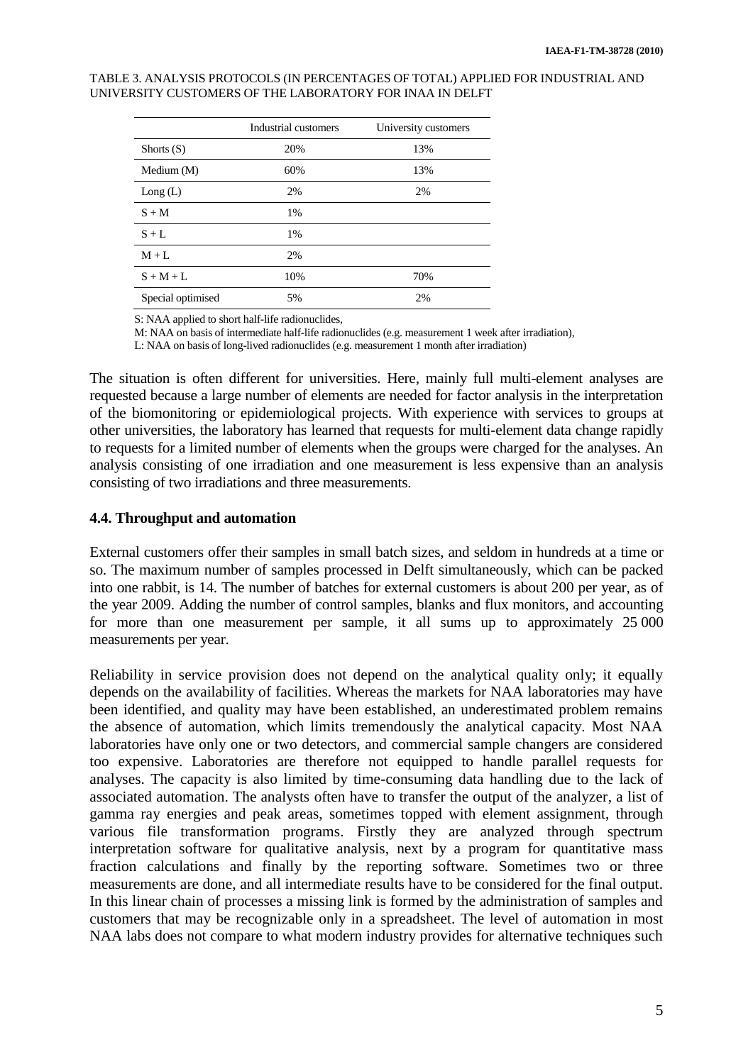TABLE 3. ANALYSIS PROTOCOLS (IN PERCENTAGES OF TOTAL) APPLIED FOR INDUSTRIAL AND UNIVERSITY CUSTOMERS OF THE LABORATORY FOR INAA IN DELFT

| | Industrial customers | University customers |
|---|---|---|
| Shorts (S) | 20% | 13% |
| Medium (M) | 60% | 13% |
| Long (L) | 2% | 2% |
| S + M | 1% | |
| S + L | 1% | |
| M + L | 2% | |
| S + M + L | 10% | 70% |
| Special optimised | 5% | 2% |

S: NAA applied to short half-life radionuclides,
M: NAA on basis of intermediate half-life radionuclides (e.g. measurement 1 week after irradiation),
L: NAA on basis of long-lived radionuclides (e.g. measurement 1 month after irradiation)

The situation is often different for universities. Here, mainly full multi-element analyses are requested because a large number of elements are needed for factor analysis in the interpretation of the biomonitoring or epidemiological projects. With experience with services to groups at other universities, the laboratory has learned that requests for multi-element data change rapidly to requests for a limited number of elements when the groups were charged for the analyses. An analysis consisting of one irradiation and one measurement is less expensive than an analysis consisting of two irradiations and three measurements.

### 4.4. Throughput and automation

External customers offer their samples in small batch sizes, and seldom in hundreds at a time or so. The maximum number of samples processed in Delft simultaneously, which can be packed into one rabbit, is 14. The number of batches for external customers is about 200 per year, as of the year 2009. Adding the number of control samples, blanks and flux monitors, and accounting for more than one measurement per sample, it all sums up to approximately 25 000 measurements per year.

Reliability in service provision does not depend on the analytical quality only; it equally depends on the availability of facilities. Whereas the markets for NAA laboratories may have been identified, and quality may have been established, an underestimated problem remains the absence of automation, which limits tremendously the analytical capacity. Most NAA laboratories have only one or two detectors, and commercial sample changers are considered too expensive. Laboratories are therefore not equipped to handle parallel requests for analyses. The capacity is also limited by time-consuming data handling due to the lack of associated automation. The analysts often have to transfer the output of the analyzer, a list of gamma ray energies and peak areas, sometimes topped with element assignment, through various file transformation programs. Firstly they are analyzed through spectrum interpretation software for qualitative analysis, next by a program for quantitative mass fraction calculations and finally by the reporting software. Sometimes two or three measurements are done, and all intermediate results have to be considered for the final output. In this linear chain of processes a missing link is formed by the administration of samples and customers that may be recognizable only in a spreadsheet. The level of automation in most NAA labs does not compare to what modern industry provides for alternative techniques such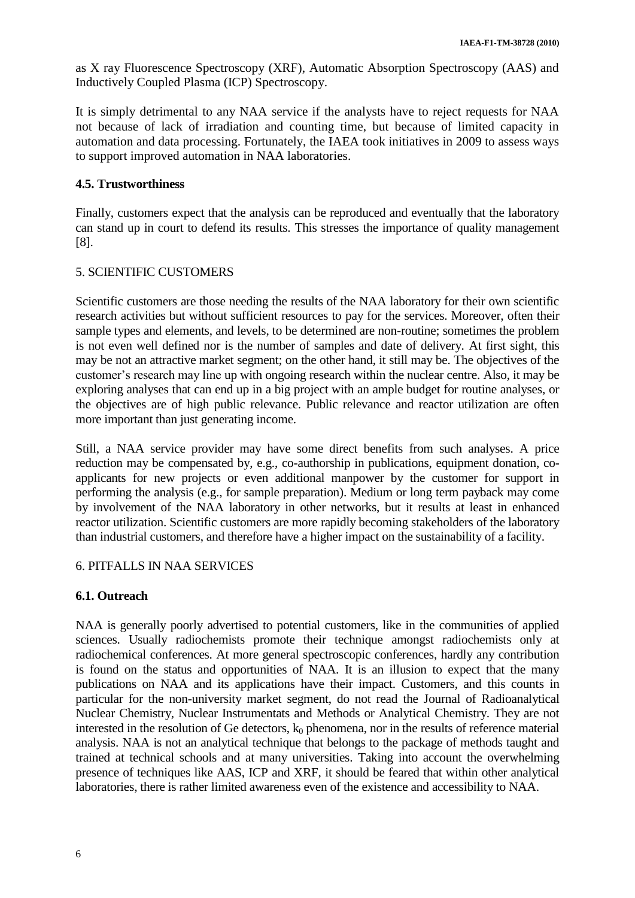as X ray Fluorescence Spectroscopy (XRF), Automatic Absorption Spectroscopy (AAS) and Inductively Coupled Plasma (ICP) Spectroscopy.

It is simply detrimental to any NAA service if the analysts have to reject requests for NAA not because of lack of irradiation and counting time, but because of limited capacity in automation and data processing. Fortunately, the IAEA took initiatives in 2009 to assess ways to support improved automation in NAA laboratories.

### 4.5. Trustworthiness

Finally, customers expect that the analysis can be reproduced and eventually that the laboratory can stand up in court to defend its results. This stresses the importance of quality management [8].

## 5. SCIENTIFIC CUSTOMERS

Scientific customers are those needing the results of the NAA laboratory for their own scientific research activities but without sufficient resources to pay for the services. Moreover, often their sample types and elements, and levels, to be determined are non-routine; sometimes the problem is not even well defined nor is the number of samples and date of delivery. At first sight, this may be not an attractive market segment; on the other hand, it still may be. The objectives of the customer's research may line up with ongoing research within the nuclear centre. Also, it may be exploring analyses that can end up in a big project with an ample budget for routine analyses, or the objectives are of high public relevance. Public relevance and reactor utilization are often more important than just generating income.

Still, a NAA service provider may have some direct benefits from such analyses. A price reduction may be compensated by, e.g., co-authorship in publications, equipment donation, co-applicants for new projects or even additional manpower by the customer for support in performing the analysis (e.g., for sample preparation). Medium or long term payback may come by involvement of the NAA laboratory in other networks, but it results at least in enhanced reactor utilization. Scientific customers are more rapidly becoming stakeholders of the laboratory than industrial customers, and therefore have a higher impact on the sustainability of a facility.

## 6. PITFALLS IN NAA SERVICES

### 6.1. Outreach

NAA is generally poorly advertised to potential customers, like in the communities of applied sciences. Usually radiochemists promote their technique amongst radiochemists only at radiochemical conferences. At more general spectroscopic conferences, hardly any contribution is found on the status and opportunities of NAA. It is an illusion to expect that the many publications on NAA and its applications have their impact. Customers, and this counts in particular for the non-university market segment, do not read the Journal of Radioanalytical Nuclear Chemistry, Nuclear Instrumentats and Methods or Analytical Chemistry. They are not interested in the resolution of Ge detectors, $k_0$ phenomena, nor in the results of reference material analysis. NAA is not an analytical technique that belongs to the package of methods taught and trained at technical schools and at many universities. Taking into account the overwhelming presence of techniques like AAS, ICP and XRF, it should be feared that within other analytical laboratories, there is rather limited awareness even of the existence and accessibility to NAA.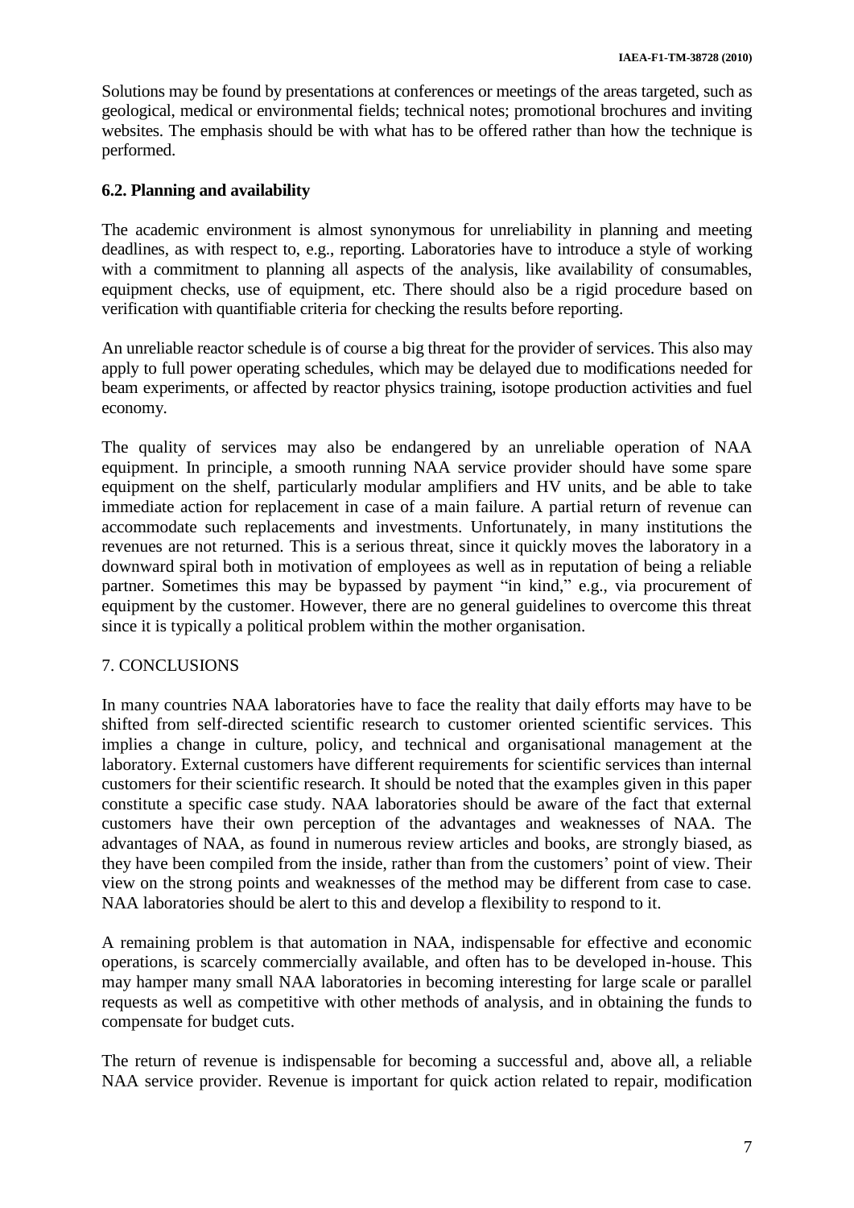Solutions may be found by presentations at conferences or meetings of the areas targeted, such as geological, medical or environmental fields; technical notes; promotional brochures and inviting websites. The emphasis should be with what has to be offered rather than how the technique is performed.

### 6.2. Planning and availability

The academic environment is almost synonymous for unreliability in planning and meeting deadlines, as with respect to, e.g., reporting. Laboratories have to introduce a style of working with a commitment to planning all aspects of the analysis, like availability of consumables, equipment checks, use of equipment, etc. There should also be a rigid procedure based on verification with quantifiable criteria for checking the results before reporting.

An unreliable reactor schedule is of course a big threat for the provider of services. This also may apply to full power operating schedules, which may be delayed due to modifications needed for beam experiments, or affected by reactor physics training, isotope production activities and fuel economy.

The quality of services may also be endangered by an unreliable operation of NAA equipment. In principle, a smooth running NAA service provider should have some spare equipment on the shelf, particularly modular amplifiers and HV units, and be able to take immediate action for replacement in case of a main failure. A partial return of revenue can accommodate such replacements and investments. Unfortunately, in many institutions the revenues are not returned. This is a serious threat, since it quickly moves the laboratory in a downward spiral both in motivation of employees as well as in reputation of being a reliable partner. Sometimes this may be bypassed by payment "in kind," e.g., via procurement of equipment by the customer. However, there are no general guidelines to overcome this threat since it is typically a political problem within the mother organisation.

## 7. CONCLUSIONS

In many countries NAA laboratories have to face the reality that daily efforts may have to be shifted from self-directed scientific research to customer oriented scientific services. This implies a change in culture, policy, and technical and organisational management at the laboratory. External customers have different requirements for scientific services than internal customers for their scientific research. It should be noted that the examples given in this paper constitute a specific case study. NAA laboratories should be aware of the fact that external customers have their own perception of the advantages and weaknesses of NAA. The advantages of NAA, as found in numerous review articles and books, are strongly biased, as they have been compiled from the inside, rather than from the customers' point of view. Their view on the strong points and weaknesses of the method may be different from case to case. NAA laboratories should be alert to this and develop a flexibility to respond to it.

A remaining problem is that automation in NAA, indispensable for effective and economic operations, is scarcely commercially available, and often has to be developed in-house. This may hamper many small NAA laboratories in becoming interesting for large scale or parallel requests as well as competitive with other methods of analysis, and in obtaining the funds to compensate for budget cuts.

The return of revenue is indispensable for becoming a successful and, above all, a reliable NAA service provider. Revenue is important for quick action related to repair, modification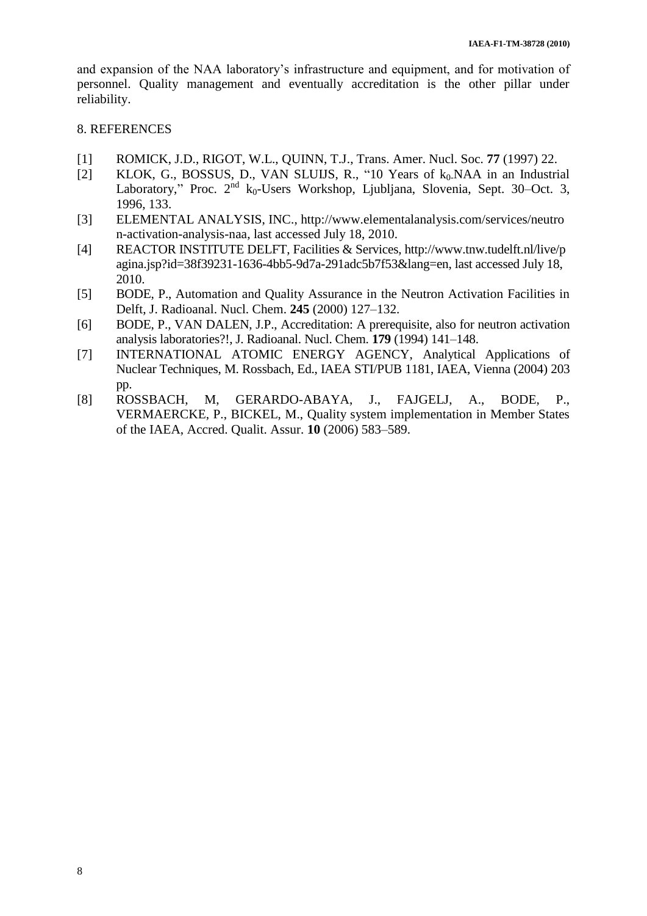and expansion of the NAA laboratory's infrastructure and equipment, and for motivation of personnel. Quality management and eventually accreditation is the other pillar under reliability.

## 8. REFERENCES

[1] ROMICK, J.D., RIGOT, W.L., QUINN, T.J., Trans. Amer. Nucl. Soc. **77** (1997) 22.

[2] KLOK, G., BOSSUS, D., VAN SLUIJS, R., "10 Years of $k_0$-NAA in an Industrial Laboratory," Proc. $2^{nd}$ $k_0$-Users Workshop, Ljubljana, Slovenia, Sept. 30–Oct. 3, 1996, 133.

[3] ELEMENTAL ANALYSIS, INC., http://www.elementalanalysis.com/services/neutron-activation-analysis-naa, last accessed July 18, 2010.

[4] REACTOR INSTITUTE DELFT, Facilities & Services, http://www.tnw.tudelft.nl/live/pagina.jsp?id=38f39231-1636-4bb5-9d7a-291adc5b7f53&lang=en, last accessed July 18, 2010.

[5] BODE, P., Automation and Quality Assurance in the Neutron Activation Facilities in Delft, J. Radioanal. Nucl. Chem. **245** (2000) 127–132.

[6] BODE, P., VAN DALEN, J.P., Accreditation: A prerequisite, also for neutron activation analysis laboratories?!, J. Radioanal. Nucl. Chem. **179** (1994) 141–148.

[7] INTERNATIONAL ATOMIC ENERGY AGENCY, Analytical Applications of Nuclear Techniques, M. Rossbach, Ed., IAEA STI/PUB 1181, IAEA, Vienna (2004) 203 pp.

[8] ROSSBACH, M, GERARDO-ABAYA, J., FAJGELJ, A., BODE, P., VERMAERCKE, P., BICKEL, M., Quality system implementation in Member States of the IAEA, Accred. Qualit. Assur. **10** (2006) 583–589.